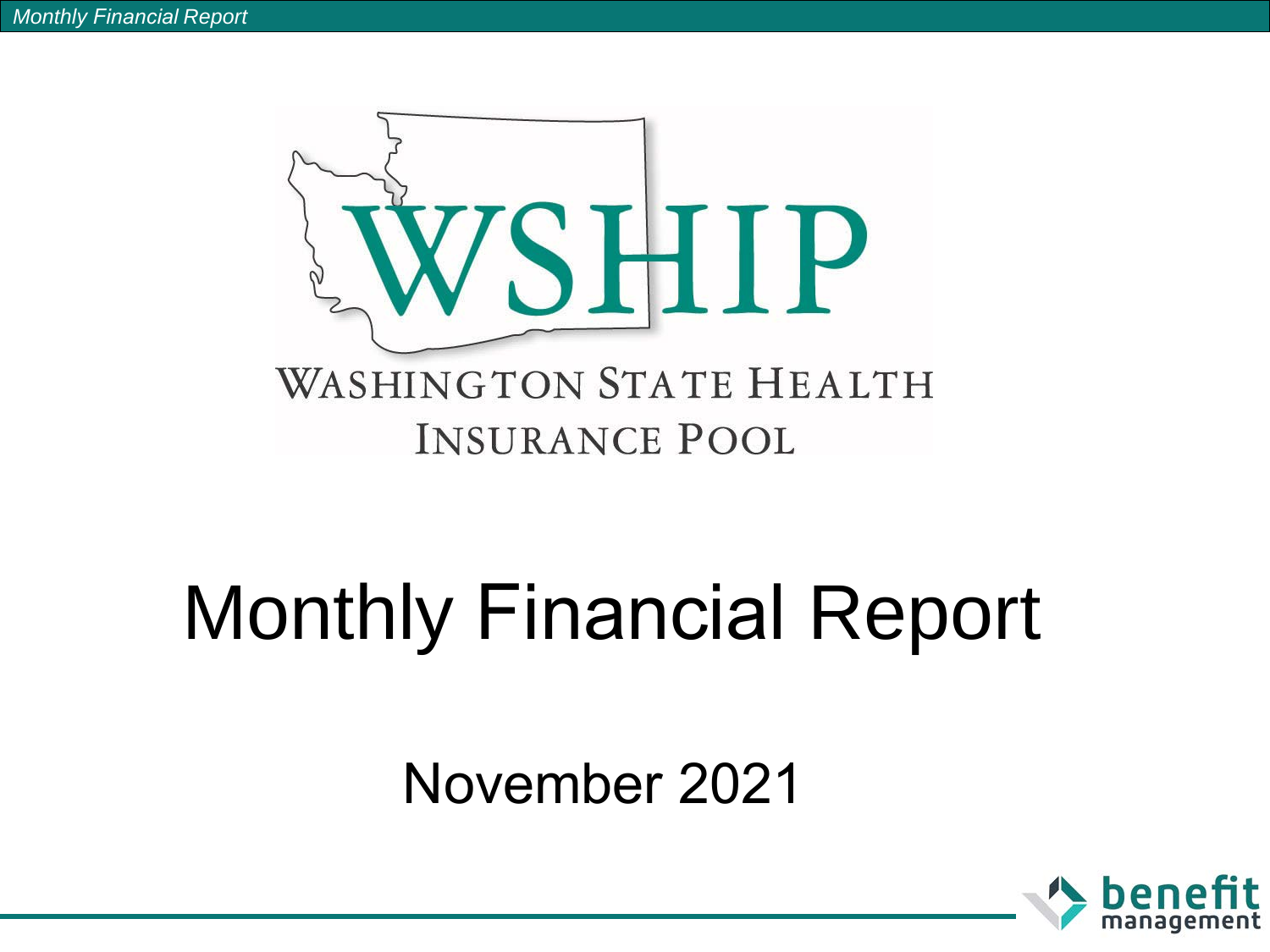# WSHIP

WASHINGTON STATE HEALTH INSURANCE POOL

# Monthly Financial Report

## November 2021

benefit management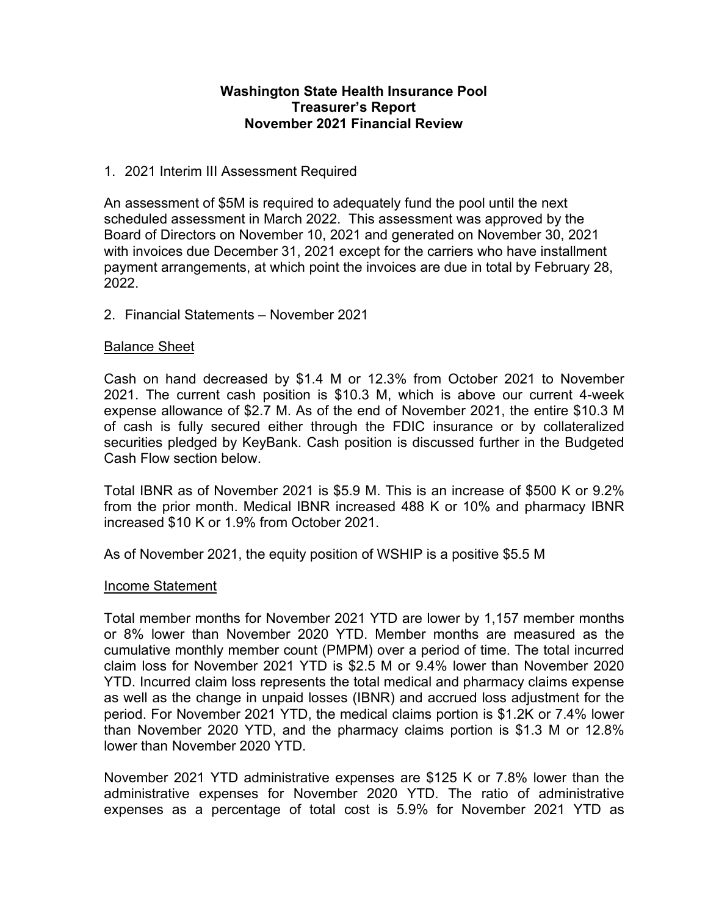**Washington State Health Insurance Pool**
**Treasurer's Report**
**November 2021 Financial Review**

1. 2021 Interim III Assessment Required

An assessment of $5M is required to adequately fund the pool until the next scheduled assessment in March 2022. This assessment was approved by the Board of Directors on November 10, 2021 and generated on November 30, 2021 with invoices due December 31, 2021 except for the carriers who have installment payment arrangements, at which point the invoices are due in total by February 28, 2022.

2. Financial Statements – November 2021

Balance Sheet

Cash on hand decreased by $1.4 M or 12.3% from October 2021 to November 2021. The current cash position is $10.3 M, which is above our current 4-week expense allowance of $2.7 M. As of the end of November 2021, the entire $10.3 M of cash is fully secured either through the FDIC insurance or by collateralized securities pledged by KeyBank. Cash position is discussed further in the Budgeted Cash Flow section below.

Total IBNR as of November 2021 is $5.9 M. This is an increase of $500 K or 9.2% from the prior month. Medical IBNR increased 488 K or 10% and pharmacy IBNR increased $10 K or 1.9% from October 2021.

As of November 2021, the equity position of WSHIP is a positive $5.5 M

Income Statement

Total member months for November 2021 YTD are lower by 1,157 member months or 8% lower than November 2020 YTD. Member months are measured as the cumulative monthly member count (PMPM) over a period of time. The total incurred claim loss for November 2021 YTD is $2.5 M or 9.4% lower than November 2020 YTD. Incurred claim loss represents the total medical and pharmacy claims expense as well as the change in unpaid losses (IBNR) and accrued loss adjustment for the period. For November 2021 YTD, the medical claims portion is $1.2K or 7.4% lower than November 2020 YTD, and the pharmacy claims portion is $1.3 M or 12.8% lower than November 2020 YTD.

November 2021 YTD administrative expenses are $125 K or 7.8% lower than the administrative expenses for November 2020 YTD. The ratio of administrative expenses as a percentage of total cost is 5.9% for November 2021 YTD as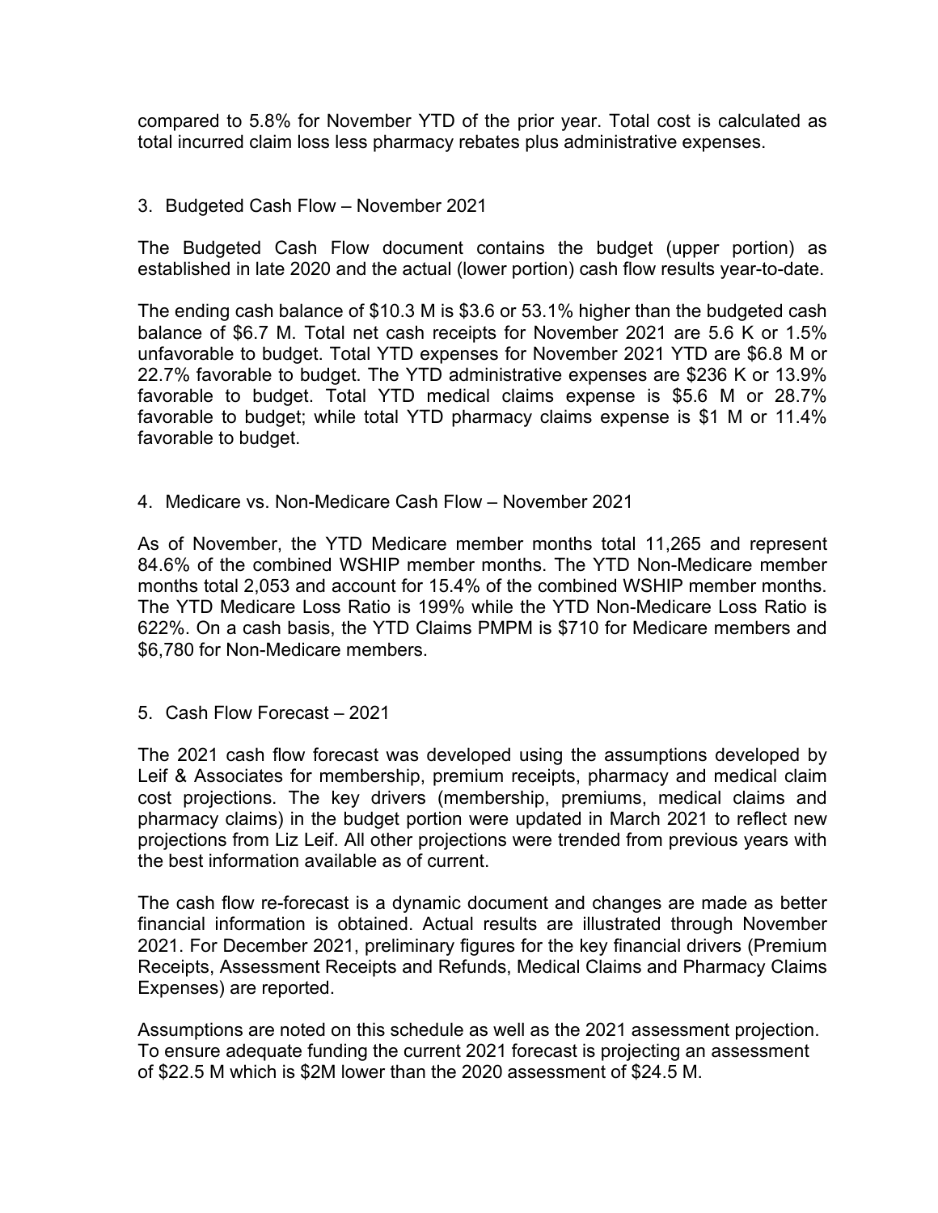compared to 5.8% for November YTD of the prior year. Total cost is calculated as total incurred claim loss less pharmacy rebates plus administrative expenses.

3. Budgeted Cash Flow – November 2021

The Budgeted Cash Flow document contains the budget (upper portion) as established in late 2020 and the actual (lower portion) cash flow results year-to-date.

The ending cash balance of $10.3 M is $3.6 or 53.1% higher than the budgeted cash balance of $6.7 M. Total net cash receipts for November 2021 are 5.6 K or 1.5% unfavorable to budget. Total YTD expenses for November 2021 YTD are $6.8 M or 22.7% favorable to budget. The YTD administrative expenses are $236 K or 13.9% favorable to budget. Total YTD medical claims expense is $5.6 M or 28.7% favorable to budget; while total YTD pharmacy claims expense is $1 M or 11.4% favorable to budget.

4. Medicare vs. Non-Medicare Cash Flow – November 2021

As of November, the YTD Medicare member months total 11,265 and represent 84.6% of the combined WSHIP member months. The YTD Non-Medicare member months total 2,053 and account for 15.4% of the combined WSHIP member months. The YTD Medicare Loss Ratio is 199% while the YTD Non-Medicare Loss Ratio is 622%. On a cash basis, the YTD Claims PMPM is $710 for Medicare members and $6,780 for Non-Medicare members.

5. Cash Flow Forecast – 2021

The 2021 cash flow forecast was developed using the assumptions developed by Leif & Associates for membership, premium receipts, pharmacy and medical claim cost projections. The key drivers (membership, premiums, medical claims and pharmacy claims) in the budget portion were updated in March 2021 to reflect new projections from Liz Leif. All other projections were trended from previous years with the best information available as of current.

The cash flow re-forecast is a dynamic document and changes are made as better financial information is obtained. Actual results are illustrated through November 2021. For December 2021, preliminary figures for the key financial drivers (Premium Receipts, Assessment Receipts and Refunds, Medical Claims and Pharmacy Claims Expenses) are reported.

Assumptions are noted on this schedule as well as the 2021 assessment projection. To ensure adequate funding the current 2021 forecast is projecting an assessment of $22.5 M which is $2M lower than the 2020 assessment of $24.5 M.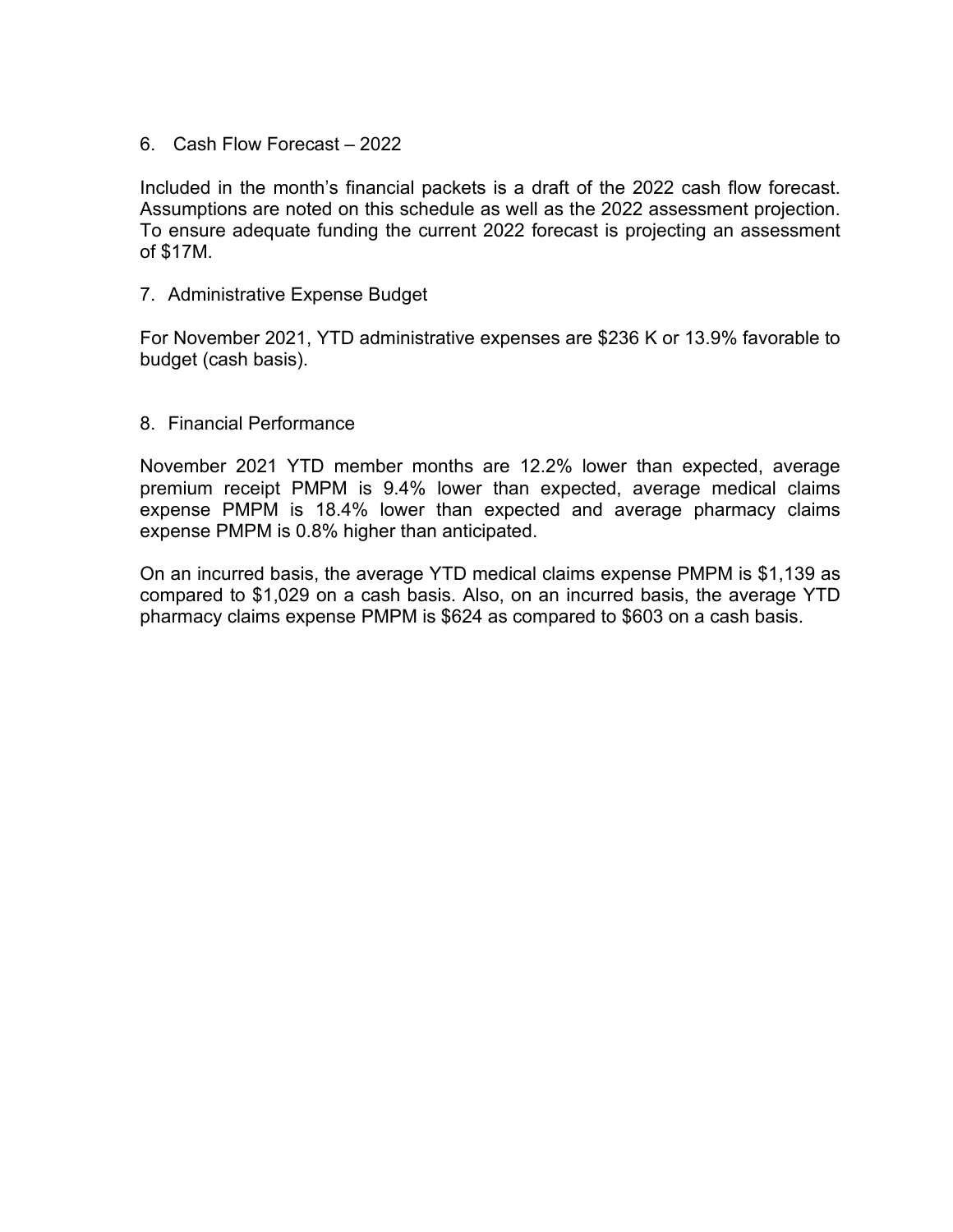6. Cash Flow Forecast – 2022

Included in the month's financial packets is a draft of the 2022 cash flow forecast. Assumptions are noted on this schedule as well as the 2022 assessment projection. To ensure adequate funding the current 2022 forecast is projecting an assessment of $17M.

7. Administrative Expense Budget

For November 2021, YTD administrative expenses are $236 K or 13.9% favorable to budget (cash basis).

8. Financial Performance

November 2021 YTD member months are 12.2% lower than expected, average premium receipt PMPM is 9.4% lower than expected, average medical claims expense PMPM is 18.4% lower than expected and average pharmacy claims expense PMPM is 0.8% higher than anticipated.

On an incurred basis, the average YTD medical claims expense PMPM is $1,139 as compared to $1,029 on a cash basis. Also, on an incurred basis, the average YTD pharmacy claims expense PMPM is $624 as compared to $603 on a cash basis.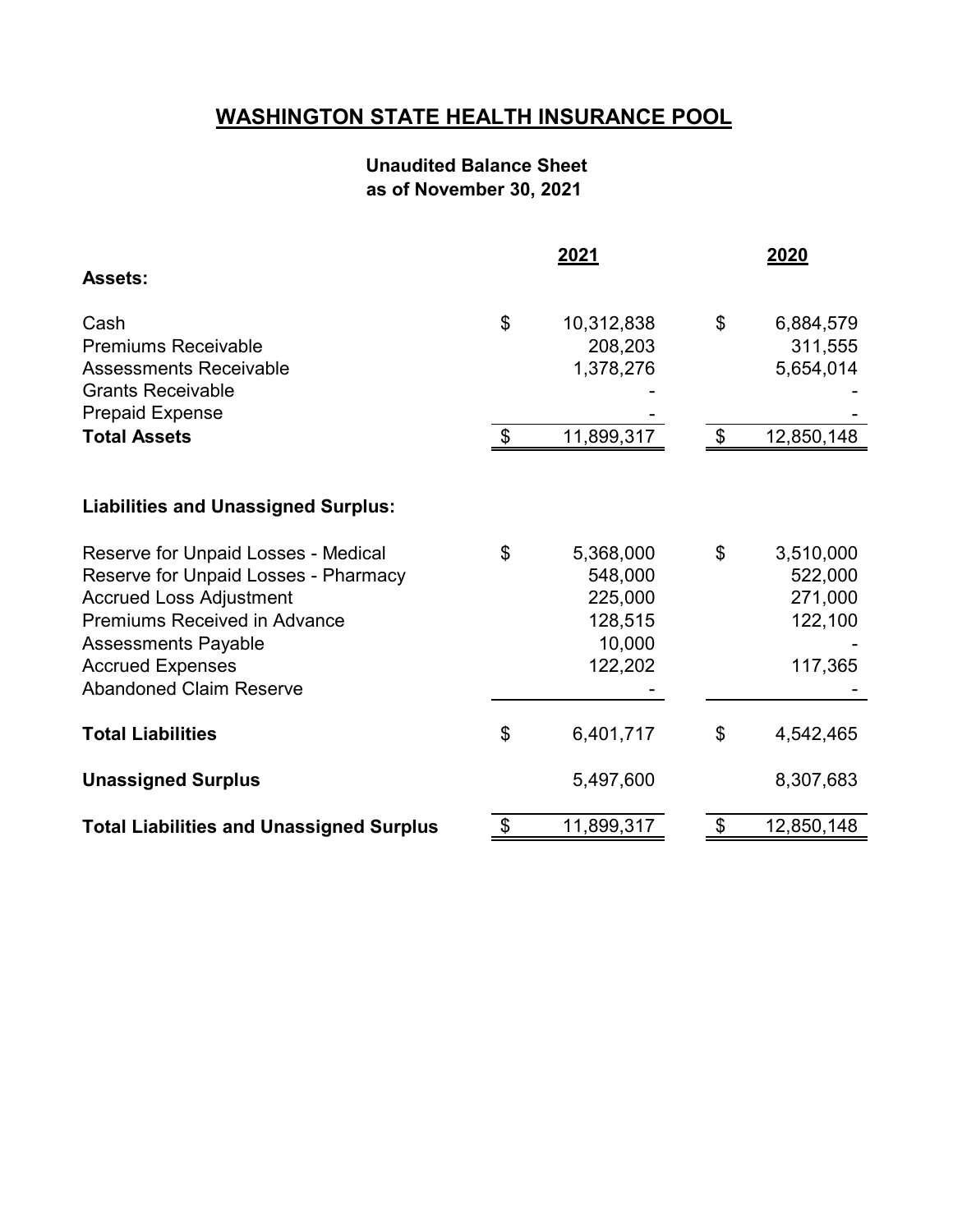# WASHINGTON STATE HEALTH INSURANCE POOL

**Unaudited Balance Sheet**
**as of November 30, 2021**

| | 2021 | 2020 |
|---|---|---|
| **Assets:** | | |
| Cash | $ 10,312,838 | $ 6,884,579 |
| Premiums Receivable | 208,203 | 311,555 |
| Assessments Receivable | 1,378,276 | 5,654,014 |
| Grants Receivable | - | - |
| Prepaid Expense | - | - |
| **Total Assets** | $ 11,899,317 | $ 12,850,148 |
| | | |
| **Liabilities and Unassigned Surplus:** | | |
| Reserve for Unpaid Losses - Medical | $ 5,368,000 | $ 3,510,000 |
| Reserve for Unpaid Losses - Pharmacy | 548,000 | 522,000 |
| Accrued Loss Adjustment | 225,000 | 271,000 |
| Premiums Received in Advance | 128,515 | 122,100 |
| Assessments Payable | 10,000 | - |
| Accrued Expenses | 122,202 | 117,365 |
| Abandoned Claim Reserve | - | - |
| **Total Liabilities** | $ 6,401,717 | $ 4,542,465 |
| **Unassigned Surplus** | 5,497,600 | 8,307,683 |
| **Total Liabilities and Unassigned Surplus** | $ 11,899,317 | $ 12,850,148 |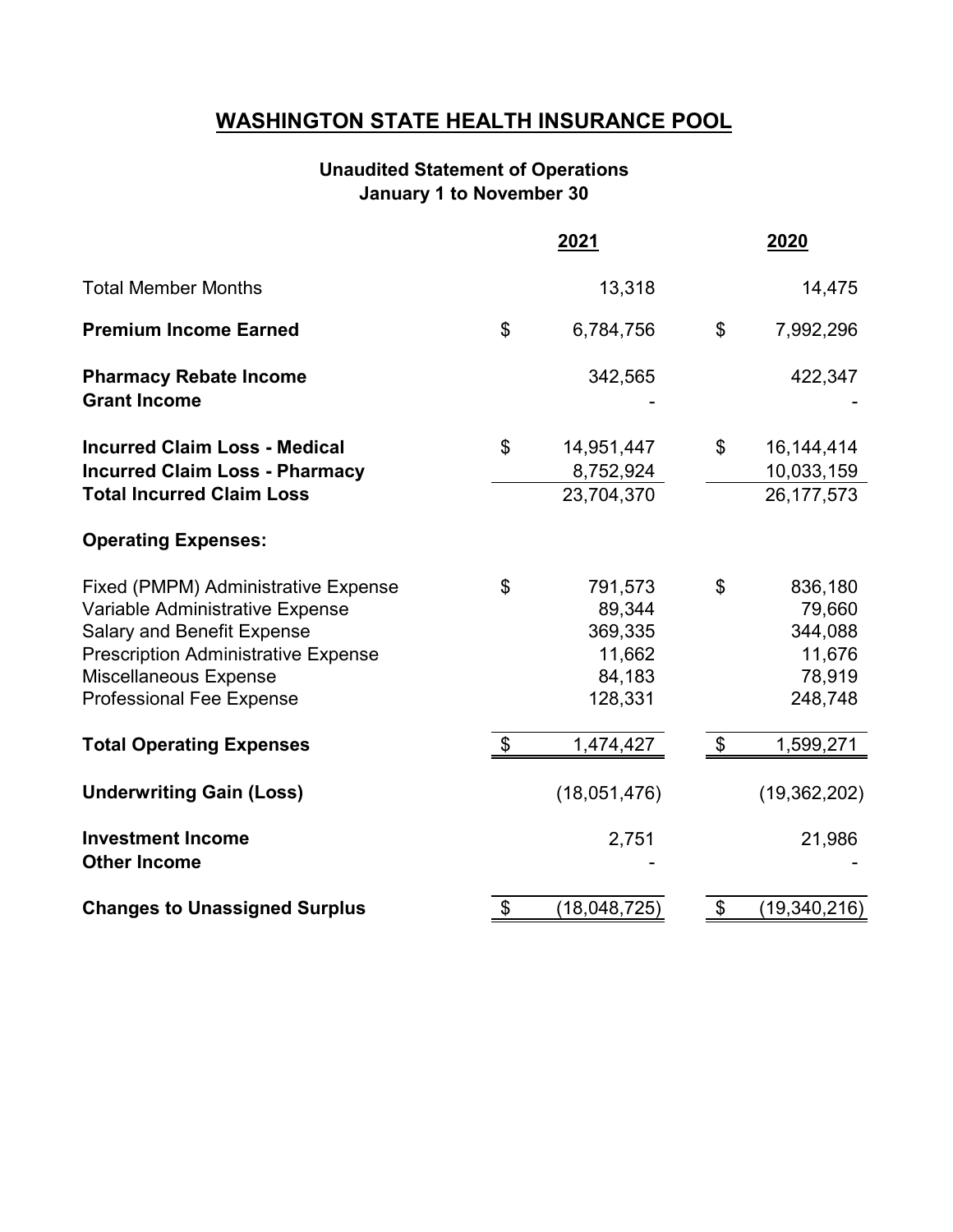# WASHINGTON STATE HEALTH INSURANCE POOL

### Unaudited Statement of Operations
### January 1 to November 30

| | 2021 | 2020 |
|---|---|---|
| Total Member Months | 13,318 | 14,475 |
| **Premium Income Earned** | $ 6,784,756 | $ 7,992,296 |
| **Pharmacy Rebate Income** | 342,565 | 422,347 |
| **Grant Income** | - | - |
| **Incurred Claim Loss - Medical** | $ 14,951,447 | $ 16,144,414 |
| **Incurred Claim Loss - Pharmacy** | 8,752,924 | 10,033,159 |
| **Total Incurred Claim Loss** | 23,704,370 | 26,177,573 |
| **Operating Expenses:** | | |
| Fixed (PMPM) Administrative Expense | $ 791,573 | $ 836,180 |
| Variable Administrative Expense | 89,344 | 79,660 |
| Salary and Benefit Expense | 369,335 | 344,088 |
| Prescription Administrative Expense | 11,662 | 11,676 |
| Miscellaneous Expense | 84,183 | 78,919 |
| Professional Fee Expense | 128,331 | 248,748 |
| **Total Operating Expenses** | $ 1,474,427 | $ 1,599,271 |
| **Underwriting Gain (Loss)** | (18,051,476) | (19,362,202) |
| **Investment Income** | 2,751 | 21,986 |
| **Other Income** | - | - |
| **Changes to Unassigned Surplus** | $ (18,048,725) | $ (19,340,216) |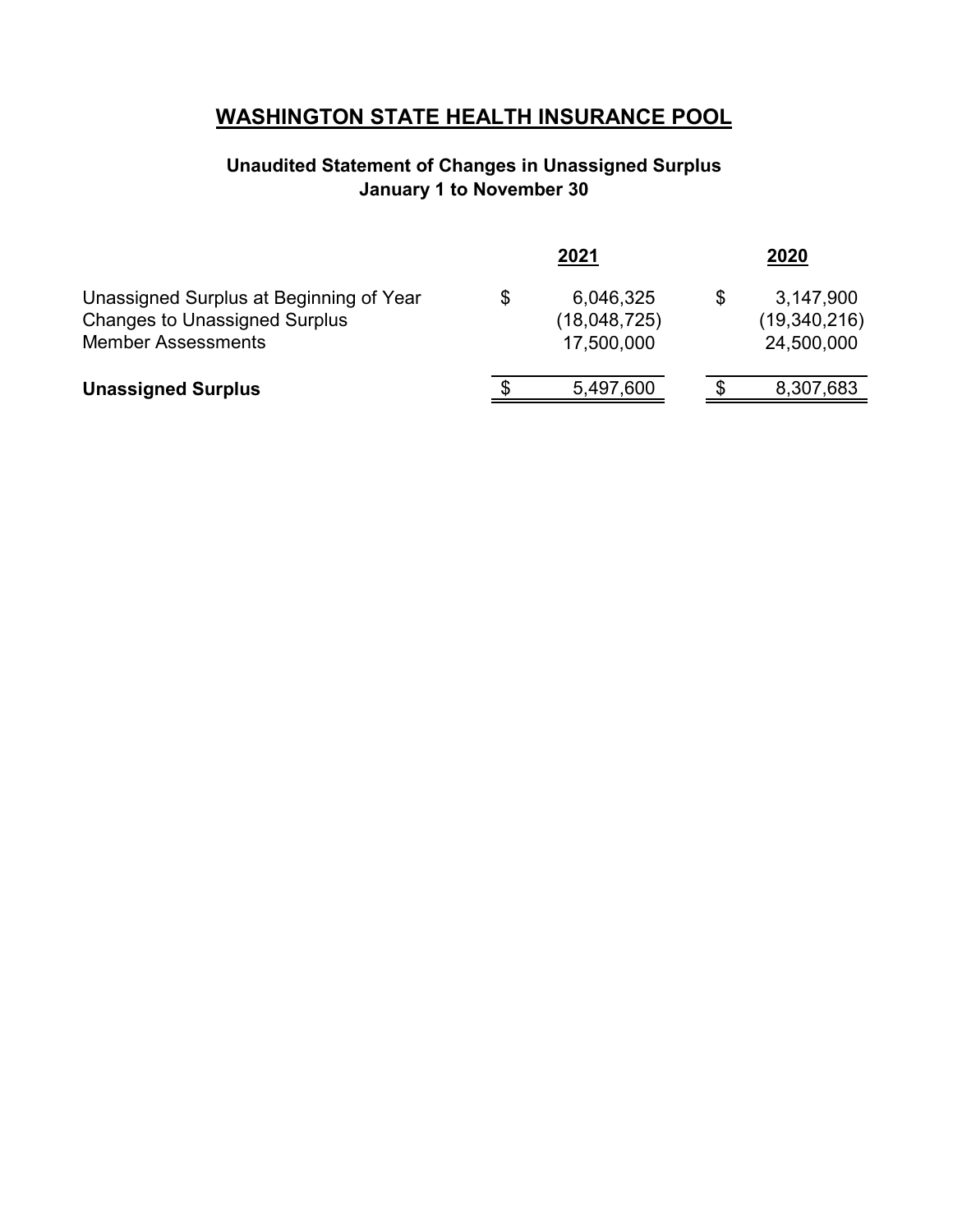# WASHINGTON STATE HEALTH INSURANCE POOL

## Unaudited Statement of Changes in Unassigned Surplus
## January 1 to November 30

| | 2021 | 2020 |
|---|---|---|
| Unassigned Surplus at Beginning of Year | $ 6,046,325 | $ 3,147,900 |
| Changes to Unassigned Surplus | (18,048,725) | (19,340,216) |
| Member Assessments | 17,500,000 | 24,500,000 |
| **Unassigned Surplus** | $ 5,497,600 | $ 8,307,683 |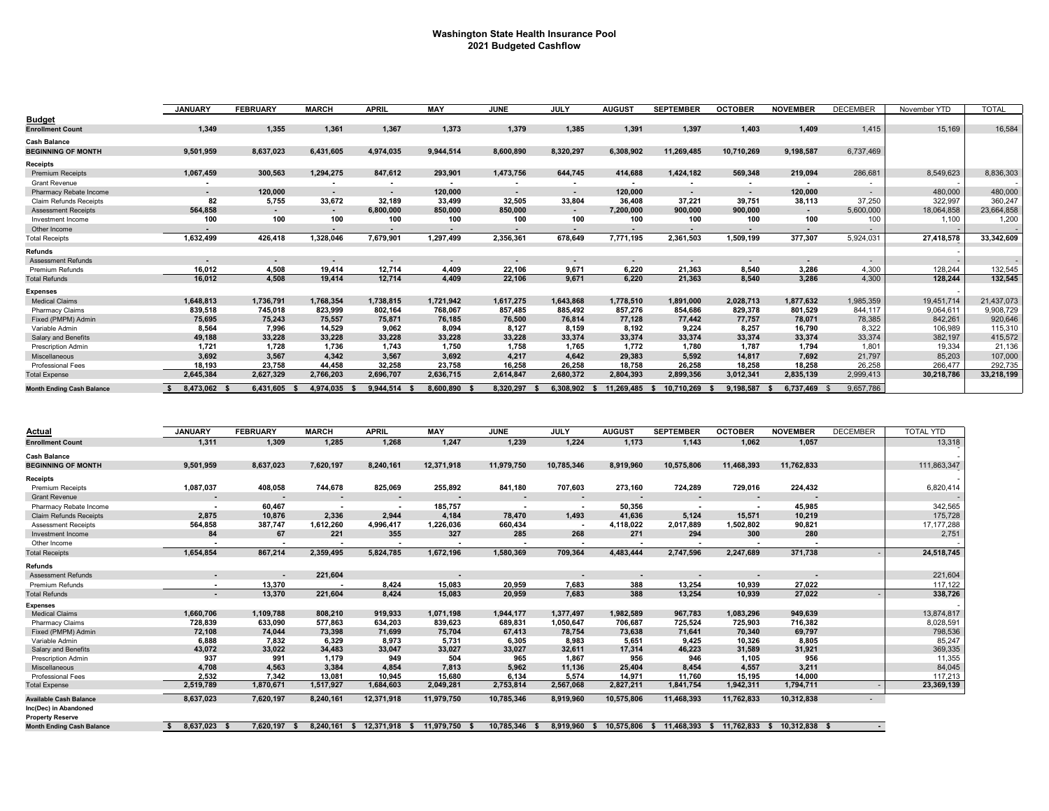# Washington State Health Insurance Pool
## 2021 Budgeted Cashflow

| | JANUARY | FEBRUARY | MARCH | APRIL | MAY | JUNE | JULY | AUGUST | SEPTEMBER | OCTOBER | NOVEMBER | DECEMBER | November YTD | TOTAL |
|---|---|---|---|---|---|---|---|---|---|---|---|---|---|---|
| **Budget** | | | | | | | | | | | | | | |
| **Enrollment Count** | 1,349 | 1,355 | 1,361 | 1,367 | 1,373 | 1,379 | 1,385 | 1,391 | 1,397 | 1,403 | 1,409 | 1,415 | 15,169 | 16,584 |
| **Cash Balance** | | | | | | | | | | | | | | |
| **BEGINNING OF MONTH** | 9,501,959 | 8,637,023 | 6,431,605 | 4,974,035 | 9,944,514 | 8,600,890 | 8,320,297 | 6,308,902 | 11,269,485 | 10,710,269 | 9,198,587 | 6,737,469 | | |
| **Receipts** | | | | | | | | | | | | | | |
| Premium Receipts | 1,067,459 | 300,563 | 1,294,275 | 847,612 | 293,901 | 1,473,756 | 644,745 | 414,688 | 1,424,182 | 569,348 | 219,094 | 286,681 | 8,549,623 | 8,836,303 |
| Grant Revenue | - | | - | - | - | - | - | - | - | - | - | - | - | - |
| Pharmacy Rebate Income | - | 120,000 | - | - | 120,000 | - | - | 120,000 | - | - | 120,000 | - | 480,000 | 480,000 |
| Claim Refunds Receipts | 82 | 5,755 | 33,672 | 32,189 | 33,499 | 32,505 | 33,804 | 36,408 | 37,221 | 39,751 | 38,113 | 37,250 | 322,997 | 360,247 |
| Assessment Receipts | 564,858 | - | - | 6,800,000 | 850,000 | 850,000 | - | 7,200,000 | 900,000 | 900,000 | - | 5,600,000 | 18,064,858 | 23,664,858 |
| Investment Income | 100 | 100 | 100 | 100 | 100 | 100 | 100 | 100 | 100 | 100 | 100 | 100 | 1,100 | 1,200 |
| Other Income | - | | - | - | - | - | - | - | - | - | - | - | - | - |
| Total Receipts | 1,632,499 | 426,418 | 1,328,046 | 7,679,901 | 1,297,499 | 2,356,361 | 678,649 | 7,771,195 | 2,361,503 | 1,509,199 | 377,307 | 5,924,031 | 27,418,578 | 33,342,609 |
| **Refunds** | | | | | | | | | | | | | - | |
| Assessment Refunds | - | - | - | - | - | - | - | - | - | - | - | - | - | - |
| Premium Refunds | 16,012 | 4,508 | 19,414 | 12,714 | 4,409 | 22,106 | 9,671 | 6,220 | 21,363 | 8,540 | 3,286 | 4,300 | 128,244 | 132,545 |
| Total Refunds | 16,012 | 4,508 | 19,414 | 12,714 | 4,409 | 22,106 | 9,671 | 6,220 | 21,363 | 8,540 | 3,286 | 4,300 | 128,244 | 132,545 |
| **Expenses** | | | | | | | | | | | | | - | |
| Medical Claims | 1,648,813 | 1,736,791 | 1,768,354 | 1,738,815 | 1,721,942 | 1,617,275 | 1,643,868 | 1,778,510 | 1,891,000 | 2,028,713 | 1,877,632 | 1,985,359 | 19,451,714 | 21,437,073 |
| Pharmacy Claims | 839,518 | 745,018 | 823,999 | 802,164 | 768,067 | 857,485 | 885,492 | 857,276 | 854,686 | 829,378 | 801,529 | 844,117 | 9,064,611 | 9,908,729 |
| Fixed (PMPM) Admin | 75,695 | 75,243 | 75,557 | 75,871 | 76,185 | 76,500 | 76,814 | 77,128 | 77,442 | 77,757 | 78,071 | 78,385 | 842,261 | 920,646 |
| Variable Admin | 8,564 | 7,996 | 14,529 | 9,062 | 8,094 | 8,127 | 8,159 | 8,192 | 9,224 | 8,257 | 16,790 | 8,322 | 106,989 | 115,310 |
| Salary and Benefits | 49,188 | 33,228 | 33,228 | 33,228 | 33,228 | 33,228 | 33,374 | 33,374 | 33,374 | 33,374 | 33,374 | 33,374 | 382,197 | 415,572 |
| Prescription Admin | 1,721 | 1,728 | 1,736 | 1,743 | 1,750 | 1,758 | 1,765 | 1,772 | 1,780 | 1,787 | 1,794 | 1,801 | 19,334 | 21,136 |
| Miscellaneous | 3,692 | 3,567 | 4,342 | 3,567 | 3,692 | 4,217 | 4,642 | 29,383 | 5,592 | 14,817 | 7,692 | 21,797 | 85,203 | 107,000 |
| Professional Fees | 18,193 | 23,758 | 44,458 | 32,258 | 23,758 | 16,258 | 26,258 | 18,758 | 26,258 | 18,258 | 18,258 | 26,258 | 266,477 | 292,735 |
| Total Expense | 2,645,384 | 2,627,329 | 2,766,203 | 2,696,707 | 2,636,715 | 2,614,847 | 2,680,372 | 2,804,393 | 2,899,356 | 3,012,341 | 2,835,139 | 2,999,413 | 30,218,786 | 33,218,199 |
| **Month Ending Cash Balance** | $ 8,473,062 | $ 6,431,605 | $ 4,974,035 | $ 9,944,514 | $ 8,600,890 | $ 8,320,297 | $ 6,308,902 | $ 11,269,485 | $ 10,710,269 | $ 9,198,587 | $ 6,737,469 | $ 9,657,786 | | |

| Actual | JANUARY | FEBRUARY | MARCH | APRIL | MAY | JUNE | JULY | AUGUST | SEPTEMBER | OCTOBER | NOVEMBER | DECEMBER | TOTAL YTD |
|---|---|---|---|---|---|---|---|---|---|---|---|---|---|
| **Enrollment Count** | 1,311 | 1,309 | 1,285 | 1,268 | 1,247 | 1,239 | 1,224 | 1,173 | 1,143 | 1,062 | 1,057 | | 13,318 |
| **Cash Balance** | | | | | | | | | | | | | - |
| **BEGINNING OF MONTH** | 9,501,959 | 8,637,023 | 7,620,197 | 8,240,161 | 12,371,918 | 11,979,750 | 10,785,346 | 8,919,960 | 10,575,806 | 11,468,393 | 11,762,833 | | 111,863,347 |
| **Receipts** | | | | | | | | | | | | | - |
| Premium Receipts | 1,087,037 | 408,058 | 744,678 | 825,069 | 255,892 | 841,180 | 707,603 | 273,160 | 724,289 | 729,016 | 224,432 | | 6,820,414 |
| Grant Revenue | - | - | - | - | - | - | - | - | - | - | - | | - |
| Pharmacy Rebate Income | - | 60,467 | - | - | 185,757 | - | - | 50,356 | - | - | 45,985 | | 342,565 |
| Claim Refunds Receipts | 2,875 | 10,876 | 2,336 | 2,944 | 4,184 | 78,470 | 1,493 | 41,636 | 5,124 | 15,571 | 10,219 | | 175,728 |
| Assessment Receipts | 564,858 | 387,747 | 1,612,260 | 4,996,417 | 1,226,036 | 660,434 | - | 4,118,022 | 2,017,889 | 1,502,802 | 90,821 | | 17,177,288 |
| Investment Income | 84 | 67 | 221 | 355 | 327 | 285 | 268 | 271 | 294 | 300 | 280 | | 2,751 |
| Other Income | - | - | - | - | - | - | - | - | - | - | - | | - |
| Total Receipts | 1,654,854 | 867,214 | 2,359,495 | 5,824,785 | 1,672,196 | 1,580,369 | 709,364 | 4,483,444 | 2,747,596 | 2,247,689 | 371,738 | - | 24,518,745 |
| **Refunds** | | | | | | | | | | | | | |
| Assessment Refunds | - | - | 221,604 | | - | | - | - | - | - | - | | 221,604 |
| Premium Refunds | - | 13,370 | - | 8,424 | 15,083 | 20,959 | 7,683 | 388 | 13,254 | 10,939 | 27,022 | | 117,122 |
| Total Refunds | - | 13,370 | 221,604 | 8,424 | 15,083 | 20,959 | 7,683 | 388 | 13,254 | 10,939 | 27,022 | - | 338,726 |
| **Expenses** | | | | | | | | | | | | | - |
| Medical Claims | 1,660,706 | 1,109,788 | 808,210 | 919,933 | 1,071,198 | 1,944,177 | 1,377,497 | 1,982,589 | 967,783 | 1,083,296 | 949,639 | | 13,874,817 |
| Pharmacy Claims | 728,839 | 633,090 | 577,863 | 634,203 | 839,623 | 689,831 | 1,050,647 | 706,687 | 725,524 | 725,903 | 716,382 | | 8,028,591 |
| Fixed (PMPM) Admin | 72,108 | 74,044 | 73,398 | 71,699 | 75,704 | 67,413 | 78,754 | 73,638 | 71,641 | 70,340 | 69,797 | | 798,536 |
| Variable Admin | 6,888 | 7,832 | 6,329 | 8,973 | 5,731 | 6,305 | 8,983 | 5,651 | 9,425 | 10,326 | 8,805 | | 85,247 |
| Salary and Benefits | 43,072 | 33,022 | 34,483 | 33,047 | 33,027 | 33,027 | 32,611 | 17,314 | 46,223 | 31,589 | 31,921 | | 369,335 |
| Prescription Admin | 937 | 991 | 1,179 | 949 | 504 | 965 | 1,867 | 956 | 946 | 1,105 | 956 | | 11,355 |
| Miscellaneous | 4,708 | 4,563 | 3,384 | 4,854 | 7,813 | 5,962 | 11,136 | 25,404 | 8,454 | 4,557 | 3,211 | | 84,045 |
| Professional Fees | 2,532 | 7,342 | 13,081 | 10,945 | 15,680 | 6,134 | 5,574 | 14,971 | 11,760 | 15,195 | 14,000 | | 117,213 |
| Total Expense | 2,519,789 | 1,870,671 | 1,517,927 | 1,684,603 | 2,049,281 | 2,753,814 | 2,567,068 | 2,827,211 | 1,841,754 | 1,942,311 | 1,794,711 | - | 23,369,139 |
| **Available Cash Balance** | 8,637,023 | 7,620,197 | 8,240,161 | 12,371,918 | 11,979,750 | 10,785,346 | 8,919,960 | 10,575,806 | 11,468,393 | 11,762,833 | 10,312,838 | - | |
| **Inc(Dec) in Abandoned Property Reserve** | | | | | | | | | | | | | |
| **Month Ending Cash Balance** | $ 8,637,023 | $ 7,620,197 | $ 8,240,161 | $ 12,371,918 | $ 11,979,750 | $ 10,785,346 | $ 8,919,960 | $ 10,575,806 | $ 11,468,393 | $ 11,762,833 | $ 10,312,838 | $ - | |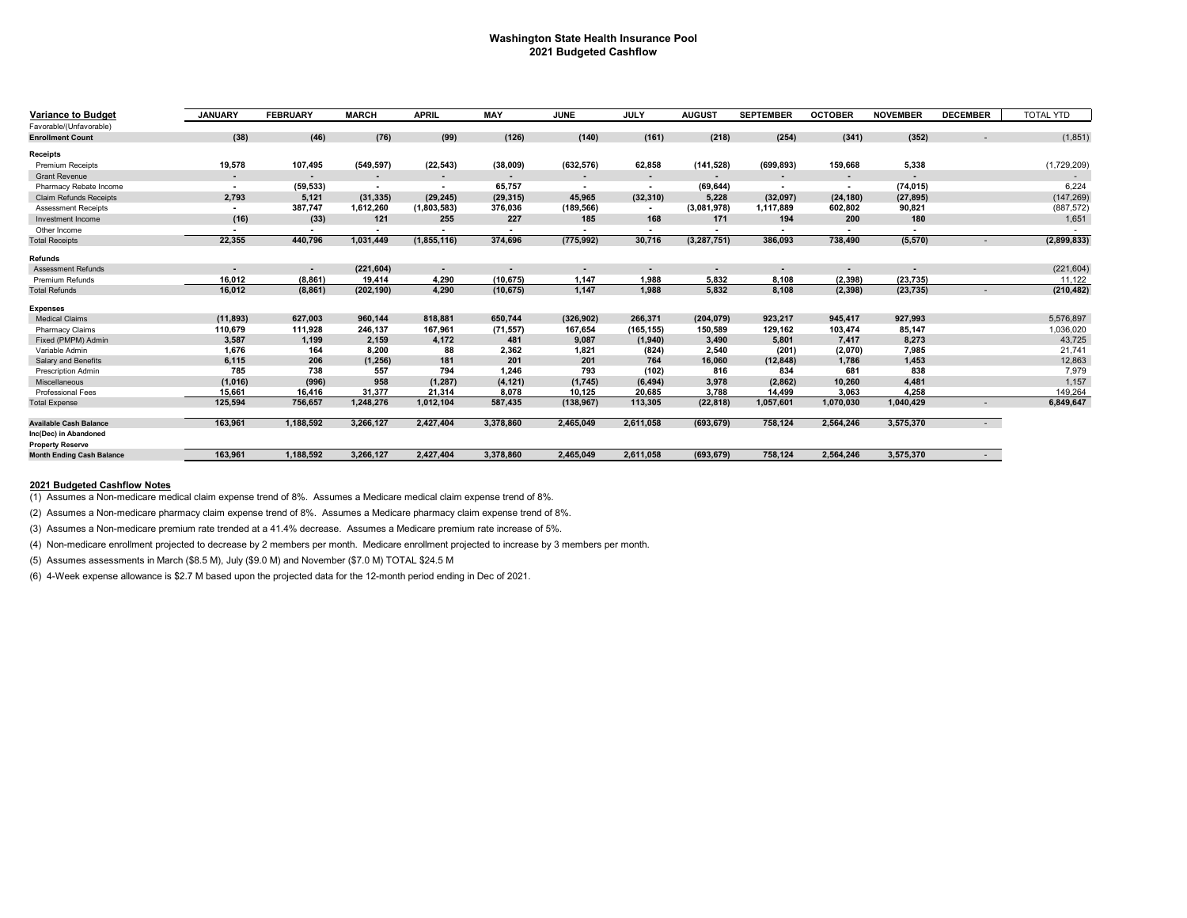# Washington State Health Insurance Pool
## 2021 Budgeted Cashflow

| Variance to Budget | JANUARY | FEBRUARY | MARCH | APRIL | MAY | JUNE | JULY | AUGUST | SEPTEMBER | OCTOBER | NOVEMBER | DECEMBER | TOTAL YTD |
|---|---|---|---|---|---|---|---|---|---|---|---|---|---|
| Favorable/(Unfavorable) | | | | | | | | | | | | | |
| **Enrollment Count** | **(38)** | **(46)** | **(76)** | **(99)** | **(126)** | **(140)** | **(161)** | **(218)** | **(254)** | **(341)** | **(352)** | - | (1,851) |
| **Receipts** | | | | | | | | | | | | | |
| Premium Receipts | 19,578 | 107,495 | (549,597) | (22,543) | (38,009) | (632,576) | 62,858 | (141,528) | (699,893) | 159,668 | 5,338 | | (1,729,209) |
| Grant Revenue | - | - | - | - | - | - | - | - | - | - | - | | - |
| Pharmacy Rebate Income | - | (59,533) | - | - | 65,757 | - | - | (69,644) | - | - | (74,015) | | 6,224 |
| Claim Refunds Receipts | 2,793 | 5,121 | (31,335) | (29,245) | (29,315) | 45,965 | (32,310) | 5,228 | (32,097) | (24,180) | (27,895) | | (147,269) |
| Assessment Receipts | - | 387,747 | 1,612,260 | (1,803,583) | 376,036 | (189,566) | - | (3,081,978) | 1,117,889 | 602,802 | 90,821 | | (887,572) |
| Investment Income | (16) | (33) | 121 | 255 | 227 | 185 | 168 | 171 | 194 | 200 | 180 | | 1,651 |
| Other Income | - | - | - | - | - | - | - | - | - | - | - | | - |
| Total Receipts | **22,355** | **440,796** | **1,031,449** | **(1,855,116)** | **374,696** | **(775,992)** | **30,716** | **(3,287,751)** | **386,093** | **738,490** | **(5,570)** | - | **(2,899,833)** |
| **Refunds** | | | | | | | | | | | | | |
| Assessment Refunds | - | - | (221,604) | - | - | - | - | - | - | - | - | | (221,604) |
| Premium Refunds | 16,012 | (8,861) | 19,414 | 4,290 | (10,675) | 1,147 | 1,988 | 5,832 | 8,108 | (2,398) | (23,735) | | 11,122 |
| Total Refunds | **16,012** | **(8,861)** | **(202,190)** | **4,290** | **(10,675)** | **1,147** | **1,988** | **5,832** | **8,108** | **(2,398)** | **(23,735)** | - | **(210,482)** |
| **Expenses** | | | | | | | | | | | | | |
| Medical Claims | (11,893) | 627,003 | 960,144 | 818,881 | 650,744 | (326,902) | 266,371 | (204,079) | 923,217 | 945,417 | 927,993 | | 5,576,897 |
| Pharmacy Claims | 110,679 | 111,928 | 246,137 | 167,961 | (71,557) | 167,654 | (165,155) | 150,589 | 129,162 | 103,474 | 85,147 | | 1,036,020 |
| Fixed (PMPM) Admin | 3,587 | 1,199 | 2,159 | 4,172 | 481 | 9,087 | (1,940) | 3,490 | 5,801 | 7,417 | 8,273 | | 43,725 |
| Variable Admin | 1,676 | 164 | 8,200 | 88 | 2,362 | 1,821 | (824) | 2,540 | (201) | (2,070) | 7,985 | | 21,741 |
| Salary and Benefits | 6,115 | 206 | (1,256) | 181 | 201 | 201 | 764 | 16,060 | (12,848) | 1,786 | 1,453 | | 12,863 |
| Prescription Admin | 785 | 738 | 557 | 794 | 1,246 | 793 | (102) | 816 | 834 | 681 | 838 | | 7,979 |
| Miscellaneous | (1,016) | (996) | 958 | (1,287) | (4,121) | (1,745) | (6,494) | 3,978 | (2,862) | 10,260 | 4,481 | | 1,157 |
| Professional Fees | 15,661 | 16,416 | 31,377 | 21,314 | 8,078 | 10,125 | 20,685 | 3,788 | 14,499 | 3,063 | 4,258 | | 149,264 |
| Total Expense | **125,594** | **756,657** | **1,248,276** | **1,012,104** | **587,435** | **(138,967)** | **113,305** | **(22,818)** | **1,057,601** | **1,070,030** | **1,040,429** | - | **6,849,647** |
| **Available Cash Balance** | **163,961** | **1,188,592** | **3,266,127** | **2,427,404** | **3,378,860** | **2,465,049** | **2,611,058** | **(693,679)** | **758,124** | **2,564,246** | **3,575,370** | - | |
| **Inc(Dec) in Abandoned Property Reserve** | | | | | | | | | | | | | |
| **Month Ending Cash Balance** | **163,961** | **1,188,592** | **3,266,127** | **2,427,404** | **3,378,860** | **2,465,049** | **2,611,058** | **(693,679)** | **758,124** | **2,564,246** | **3,575,370** | - | |

**2021 Budgeted Cashflow Notes**

(1) Assumes a Non-medicare medical claim expense trend of 8%. Assumes a Medicare medical claim expense trend of 8%.

(2) Assumes a Non-medicare pharmacy claim expense trend of 8%. Assumes a Medicare pharmacy claim expense trend of 8%.

(3) Assumes a Non-medicare premium rate trended at a 41.4% decrease. Assumes a Medicare premium rate increase of 5%.

(4) Non-medicare enrollment projected to decrease by 2 members per month. Medicare enrollment projected to increase by 3 members per month.

(5) Assumes assessments in March ($8.5 M), July ($9.0 M) and November ($7.0 M) TOTAL $24.5 M

(6) 4-Week expense allowance is $2.7 M based upon the projected data for the 12-month period ending in Dec of 2021.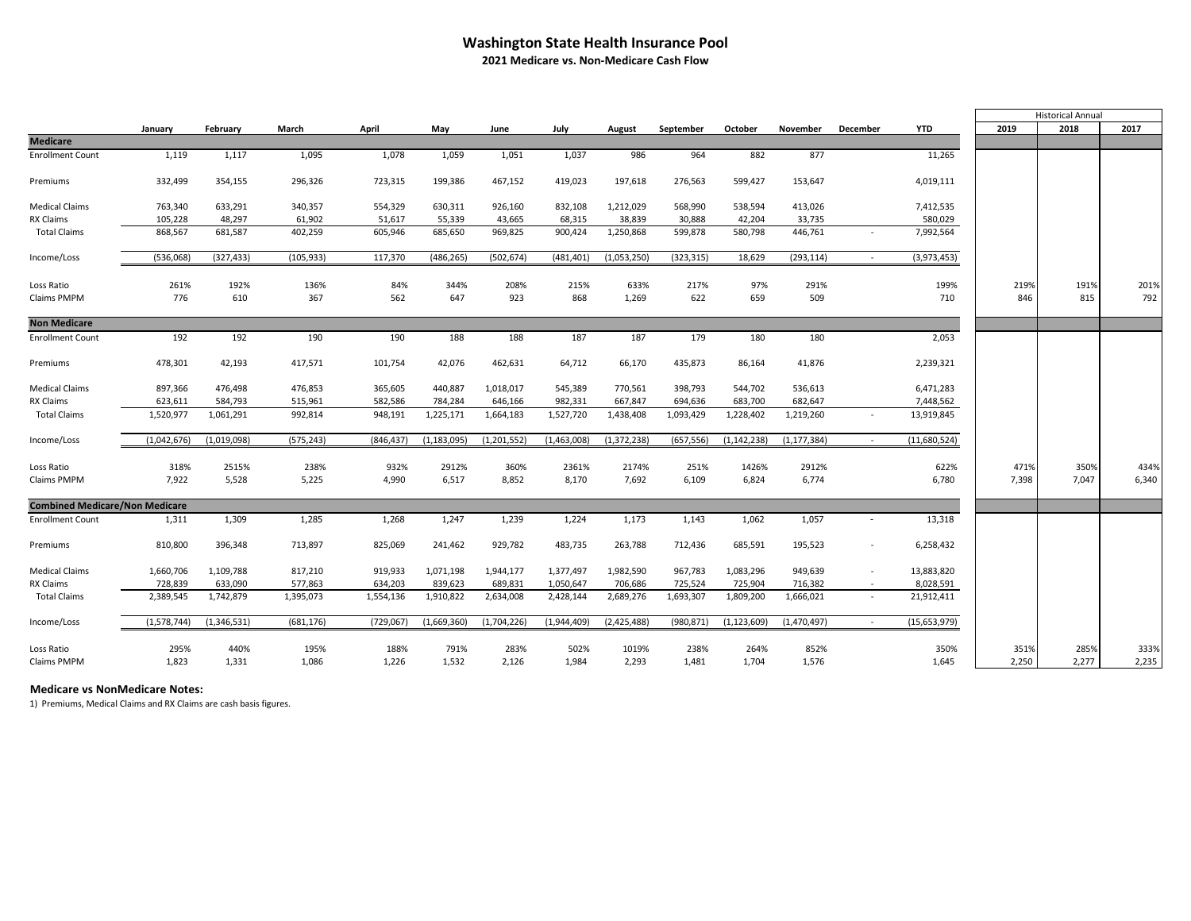# Washington State Health Insurance Pool

## 2021 Medicare vs. Non-Medicare Cash Flow

| | January | February | March | April | May | June | July | August | September | October | November | December | YTD | Historical Annual 2019 | 2018 | 2017 |
|---|---|---|---|---|---|---|---|---|---|---|---|---|---|---|---|---|
| **Medicare** | | | | | | | | | | | | | | | | |
| Enrollment Count | 1,119 | 1,117 | 1,095 | 1,078 | 1,059 | 1,051 | 1,037 | 986 | 964 | 882 | 877 | | 11,265 | | | |
| Premiums | 332,499 | 354,155 | 296,326 | 723,315 | 199,386 | 467,152 | 419,023 | 197,618 | 276,563 | 599,427 | 153,647 | | 4,019,111 | | | |
| Medical Claims | 763,340 | 633,291 | 340,357 | 554,329 | 630,311 | 926,160 | 832,108 | 1,212,029 | 568,990 | 538,594 | 413,026 | | 7,412,535 | | | |
| RX Claims | 105,228 | 48,297 | 61,902 | 51,617 | 55,339 | 43,665 | 68,315 | 38,839 | 30,888 | 42,204 | 33,735 | | 580,029 | | | |
| Total Claims | 868,567 | 681,587 | 402,259 | 605,946 | 685,650 | 969,825 | 900,424 | 1,250,868 | 599,878 | 580,798 | 446,761 | - | 7,992,564 | | | |
| Income/Loss | (536,068) | (327,433) | (105,933) | 117,370 | (486,265) | (502,674) | (481,401) | (1,053,250) | (323,315) | 18,629 | (293,114) | - | (3,973,453) | | | |
| Loss Ratio | 261% | 192% | 136% | 84% | 344% | 208% | 215% | 633% | 217% | 97% | 291% | | 199% | 219% | 191% | 201% |
| Claims PMPM | 776 | 610 | 367 | 562 | 647 | 923 | 868 | 1,269 | 622 | 659 | 509 | | 710 | 846 | 815 | 792 |
| **Non Medicare** | | | | | | | | | | | | | | | | |
| Enrollment Count | 192 | 192 | 190 | 190 | 188 | 188 | 187 | 187 | 179 | 180 | 180 | | 2,053 | | | |
| Premiums | 478,301 | 42,193 | 417,571 | 101,754 | 42,076 | 462,631 | 64,712 | 66,170 | 435,873 | 86,164 | 41,876 | | 2,239,321 | | | |
| Medical Claims | 897,366 | 476,498 | 476,853 | 365,605 | 440,887 | 1,018,017 | 545,389 | 770,561 | 398,793 | 544,702 | 536,613 | | 6,471,283 | | | |
| RX Claims | 623,611 | 584,793 | 515,961 | 582,586 | 784,284 | 646,166 | 982,331 | 667,847 | 694,636 | 683,700 | 682,647 | | 7,448,562 | | | |
| Total Claims | 1,520,977 | 1,061,291 | 992,814 | 948,191 | 1,225,171 | 1,664,183 | 1,527,720 | 1,438,408 | 1,093,429 | 1,228,402 | 1,219,260 | - | 13,919,845 | | | |
| Income/Loss | (1,042,676) | (1,019,098) | (575,243) | (846,437) | (1,183,095) | (1,201,552) | (1,463,008) | (1,372,238) | (657,556) | (1,142,238) | (1,177,384) | - | (11,680,524) | | | |
| Loss Ratio | 318% | 2515% | 238% | 932% | 2912% | 360% | 2361% | 2174% | 251% | 1426% | 2912% | | 622% | 471% | 350% | 434% |
| Claims PMPM | 7,922 | 5,528 | 5,225 | 4,990 | 6,517 | 8,852 | 8,170 | 7,692 | 6,109 | 6,824 | 6,774 | | 6,780 | 7,398 | 7,047 | 6,340 |
| **Combined Medicare/Non Medicare** | | | | | | | | | | | | | | | | |
| Enrollment Count | 1,311 | 1,309 | 1,285 | 1,268 | 1,247 | 1,239 | 1,224 | 1,173 | 1,143 | 1,062 | 1,057 | - | 13,318 | | | |
| Premiums | 810,800 | 396,348 | 713,897 | 825,069 | 241,462 | 929,782 | 483,735 | 263,788 | 712,436 | 685,591 | 195,523 | - | 6,258,432 | | | |
| Medical Claims | 1,660,706 | 1,109,788 | 817,210 | 919,933 | 1,071,198 | 1,944,177 | 1,377,497 | 1,982,590 | 967,783 | 1,083,296 | 949,639 | - | 13,883,820 | | | |
| RX Claims | 728,839 | 633,090 | 577,863 | 634,203 | 839,623 | 689,831 | 1,050,647 | 706,686 | 725,524 | 725,904 | 716,382 | - | 8,028,591 | | | |
| Total Claims | 2,389,545 | 1,742,879 | 1,395,073 | 1,554,136 | 1,910,822 | 2,634,008 | 2,428,144 | 2,689,276 | 1,693,307 | 1,809,200 | 1,666,021 | - | 21,912,411 | | | |
| Income/Loss | (1,578,744) | (1,346,531) | (681,176) | (729,067) | (1,669,360) | (1,704,226) | (1,944,409) | (2,425,488) | (980,871) | (1,123,609) | (1,470,497) | - | (15,653,979) | | | |
| Loss Ratio | 295% | 440% | 195% | 188% | 791% | 283% | 502% | 1019% | 238% | 264% | 852% | | 350% | 351% | 285% | 333% |
| Claims PMPM | 1,823 | 1,331 | 1,086 | 1,226 | 1,532 | 2,126 | 1,984 | 2,293 | 1,481 | 1,704 | 1,576 | | 1,645 | 2,250 | 2,277 | 2,235 |

### Medicare vs NonMedicare Notes:

1) Premiums, Medical Claims and RX Claims are cash basis figures.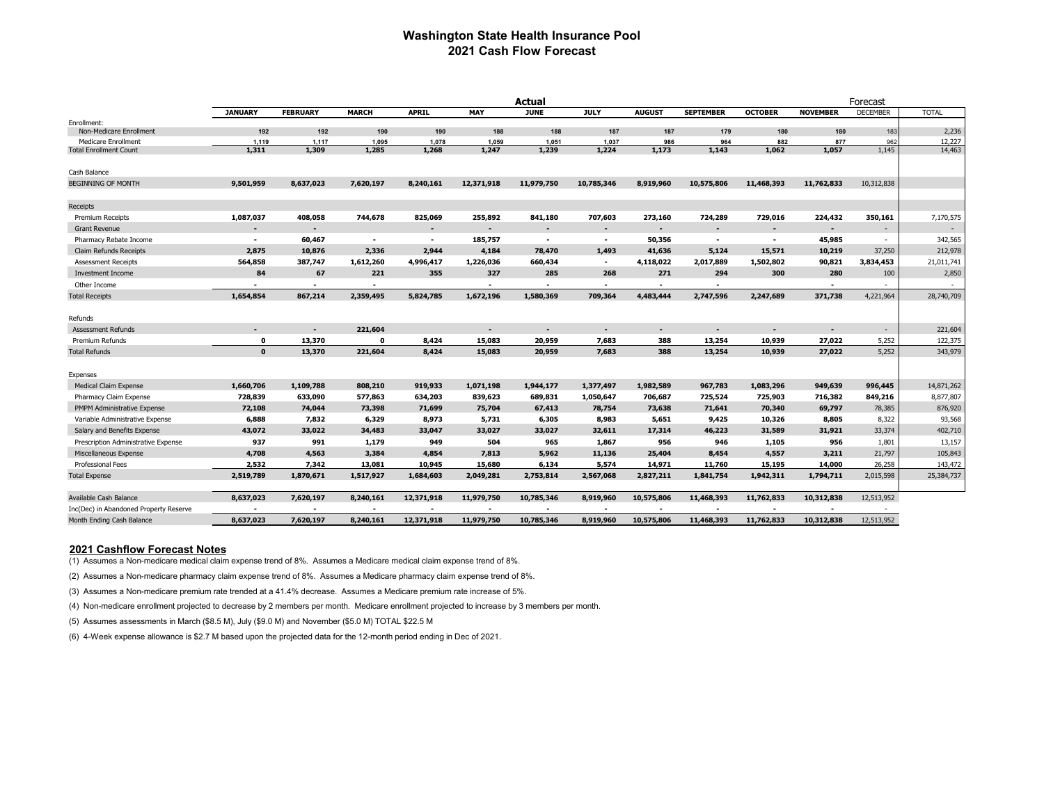# Washington State Health Insurance Pool
## 2021 Cash Flow Forecast

| | Actual | | | | | | | | | | | Forecast | |
|---|---|---|---|---|---|---|---|---|---|---|---|---|---|
| | JANUARY | FEBRUARY | MARCH | APRIL | MAY | JUNE | JULY | AUGUST | SEPTEMBER | OCTOBER | NOVEMBER | DECEMBER | TOTAL |
| Enrollment: | | | | | | | | | | | | | |
| Non-Medicare Enrollment | 192 | 192 | 190 | 190 | 188 | 188 | 187 | 187 | 179 | 180 | 180 | 183 | 2,236 |
| Medicare Enrollment | 1,119 | 1,117 | 1,095 | 1,078 | 1,059 | 1,051 | 1,037 | 986 | 964 | 882 | 877 | 962 | 12,227 |
| Total Enrollment Count | 1,311 | 1,309 | 1,285 | 1,268 | 1,247 | 1,239 | 1,224 | 1,173 | 1,143 | 1,062 | 1,057 | 1,145 | 14,463 |
| Cash Balance | | | | | | | | | | | | | |
| BEGINNING OF MONTH | 9,501,959 | 8,637,023 | 7,620,197 | 8,240,161 | 12,371,918 | 11,979,750 | 10,785,346 | 8,919,960 | 10,575,806 | 11,468,393 | 11,762,833 | 10,312,838 | |
| Receipts | | | | | | | | | | | | | |
| Premium Receipts | 1,087,037 | 408,058 | 744,678 | 825,069 | 255,892 | 841,180 | 707,603 | 273,160 | 724,289 | 729,016 | 224,432 | 350,161 | 7,170,575 |
| Grant Revenue | - | - | - | - | - | - | - | - | - | - | - | - | - |
| Pharmacy Rebate Income | - | 60,467 | - | - | 185,757 | - | - | 50,356 | - | - | 45,985 | - | 342,565 |
| Claim Refunds Receipts | 2,875 | 10,876 | 2,336 | 2,944 | 4,184 | 78,470 | 1,493 | 41,636 | 5,124 | 15,571 | 10,219 | 37,250 | 212,978 |
| Assessment Receipts | 564,858 | 387,747 | 1,612,260 | 4,996,417 | 1,226,036 | 660,434 | - | 4,118,022 | 2,017,889 | 1,502,802 | 90,821 | 3,834,453 | 21,011,741 |
| Investment Income | 84 | 67 | 221 | 355 | 327 | 285 | 268 | 271 | 294 | 300 | 280 | 100 | 2,850 |
| Other Income | - | - | - | | - | - | - | - | - | | - | - | - |
| Total Receipts | 1,654,854 | 867,214 | 2,359,495 | 5,824,785 | 1,672,196 | 1,580,369 | 709,364 | 4,483,444 | 2,747,596 | 2,247,689 | 371,738 | 4,221,964 | 28,740,709 |
| Refunds | | | | | | | | | | | | | |
| Assessment Refunds | - | - | 221,604 | | - | - | - | - | - | - | - | - | 221,604 |
| Premium Refunds | 0 | 13,370 | 0 | 8,424 | 15,083 | 20,959 | 7,683 | 388 | 13,254 | 10,939 | 27,022 | 5,252 | 122,375 |
| Total Refunds | 0 | 13,370 | 221,604 | 8,424 | 15,083 | 20,959 | 7,683 | 388 | 13,254 | 10,939 | 27,022 | 5,252 | 343,979 |
| Expenses | | | | | | | | | | | | | |
| Medical Claim Expense | 1,660,706 | 1,109,788 | 808,210 | 919,933 | 1,071,198 | 1,944,177 | 1,377,497 | 1,982,589 | 967,783 | 1,083,296 | 949,639 | 996,445 | 14,871,262 |
| Pharmacy Claim Expense | 728,839 | 633,090 | 577,863 | 634,203 | 839,623 | 689,831 | 1,050,647 | 706,687 | 725,524 | 725,903 | 716,382 | 849,216 | 8,877,807 |
| PMPM Administrative Expense | 72,108 | 74,044 | 73,398 | 71,699 | 75,704 | 67,413 | 78,754 | 73,638 | 71,641 | 70,340 | 69,797 | 78,385 | 876,920 |
| Variable Administrative Expense | 6,888 | 7,832 | 6,329 | 8,973 | 5,731 | 6,305 | 8,983 | 5,651 | 9,425 | 10,326 | 8,805 | 8,322 | 93,568 |
| Salary and Benefits Expense | 43,072 | 33,022 | 34,483 | 33,047 | 33,027 | 33,027 | 32,611 | 17,314 | 46,223 | 31,589 | 31,921 | 33,374 | 402,710 |
| Prescription Administrative Expense | 937 | 991 | 1,179 | 949 | 504 | 965 | 1,867 | 956 | 946 | 1,105 | 956 | 1,801 | 13,157 |
| Miscellaneous Expense | 4,708 | 4,563 | 3,384 | 4,854 | 7,813 | 5,962 | 11,136 | 25,404 | 8,454 | 4,557 | 3,211 | 21,797 | 105,843 |
| Professional Fees | 2,532 | 7,342 | 13,081 | 10,945 | 15,680 | 6,134 | 5,574 | 14,971 | 11,760 | 15,195 | 14,000 | 26,258 | 143,472 |
| Total Expense | 2,519,789 | 1,870,671 | 1,517,927 | 1,684,603 | 2,049,281 | 2,753,814 | 2,567,068 | 2,827,211 | 1,841,754 | 1,942,311 | 1,794,711 | 2,015,598 | 25,384,737 |
| Available Cash Balance | 8,637,023 | 7,620,197 | 8,240,161 | 12,371,918 | 11,979,750 | 10,785,346 | 8,919,960 | 10,575,806 | 11,468,393 | 11,762,833 | 10,312,838 | 12,513,952 | |
| Inc(Dec) in Abandoned Property Reserve | - | - | - | - | - | - | - | - | - | - | - | - | |
| Month Ending Cash Balance | 8,637,023 | 7,620,197 | 8,240,161 | 12,371,918 | 11,979,750 | 10,785,346 | 8,919,960 | 10,575,806 | 11,468,393 | 11,762,833 | 10,312,838 | 12,513,952 | |

### 2021 Cashflow Forecast Notes

(1) Assumes a Non-medicare medical claim expense trend of 8%. Assumes a Medicare medical claim expense trend of 8%.

(2) Assumes a Non-medicare pharmacy claim expense trend of 8%. Assumes a Medicare pharmacy claim expense trend of 8%.

(3) Assumes a Non-medicare premium rate trended at a 41.4% decrease. Assumes a Medicare premium rate increase of 5%.

(4) Non-medicare enrollment projected to decrease by 2 members per month. Medicare enrollment projected to increase by 3 members per month.

(5) Assumes assessments in March ($8.5 M), July ($9.0 M) and November ($5.0 M) TOTAL $22.5 M

(6) 4-Week expense allowance is $2.7 M based upon the projected data for the 12-month period ending in Dec of 2021.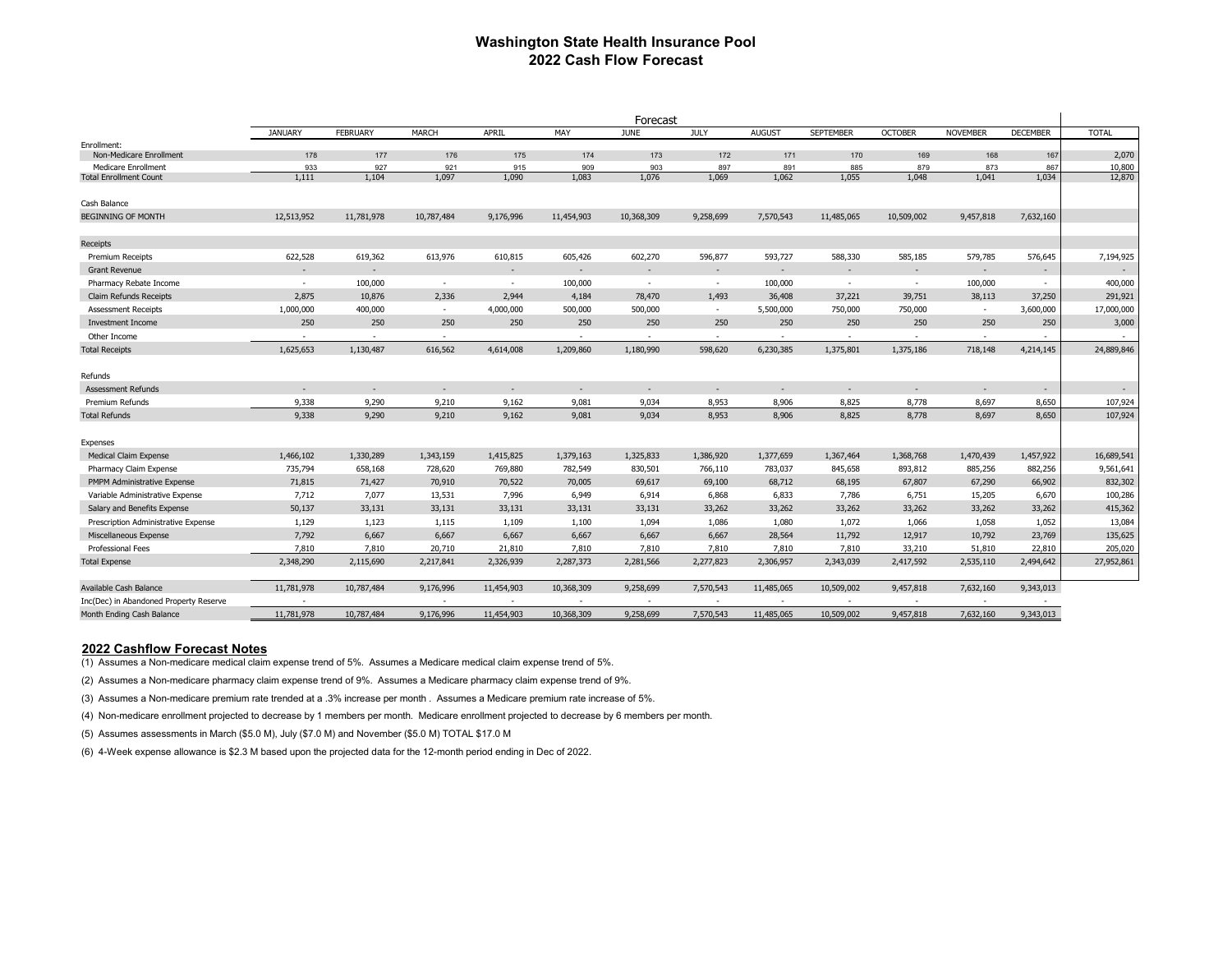# Washington State Health Insurance Pool
## 2022 Cash Flow Forecast

| | Forecast | | | | | | | | | | | | |
|---|---|---|---|---|---|---|---|---|---|---|---|---|---|
| | JANUARY | FEBRUARY | MARCH | APRIL | MAY | JUNE | JULY | AUGUST | SEPTEMBER | OCTOBER | NOVEMBER | DECEMBER | TOTAL |
| Enrollment: | | | | | | | | | | | | | |
| Non-Medicare Enrollment | 178 | 177 | 176 | 175 | 174 | 173 | 172 | 171 | 170 | 169 | 168 | 167 | 2,070 |
| Medicare Enrollment | 933 | 927 | 921 | 915 | 909 | 903 | 897 | 891 | 885 | 879 | 873 | 867 | 10,800 |
| Total Enrollment Count | 1,111 | 1,104 | 1,097 | 1,090 | 1,083 | 1,076 | 1,069 | 1,062 | 1,055 | 1,048 | 1,041 | 1,034 | 12,870 |
| Cash Balance | | | | | | | | | | | | | |
| BEGINNING OF MONTH | 12,513,952 | 11,781,978 | 10,787,484 | 9,176,996 | 11,454,903 | 10,368,309 | 9,258,699 | 7,570,543 | 11,485,065 | 10,509,002 | 9,457,818 | 7,632,160 | |
| Receipts | | | | | | | | | | | | | |
| Premium Receipts | 622,528 | 619,362 | 613,976 | 610,815 | 605,426 | 602,270 | 596,877 | 593,727 | 588,330 | 585,185 | 579,785 | 576,645 | 7,194,925 |
| Grant Revenue | - | - | - | - | - | - | - | - | - | - | - | - | - |
| Pharmacy Rebate Income | - | 100,000 | - | - | 100,000 | - | - | 100,000 | - | - | 100,000 | - | 400,000 |
| Claim Refunds Receipts | 2,875 | 10,876 | 2,336 | 2,944 | 4,184 | 78,470 | 1,493 | 36,408 | 37,221 | 39,751 | 38,113 | 37,250 | 291,921 |
| Assessment Receipts | 1,000,000 | 400,000 | - | 4,000,000 | 500,000 | 500,000 | - | 5,500,000 | 750,000 | 750,000 | - | 3,600,000 | 17,000,000 |
| Investment Income | 250 | 250 | 250 | 250 | 250 | 250 | 250 | 250 | 250 | 250 | 250 | 250 | 3,000 |
| Other Income | - | - | - | | - | - | - | - | - | - | - | - | - |
| Total Receipts | 1,625,653 | 1,130,487 | 616,562 | 4,614,008 | 1,209,860 | 1,180,990 | 598,620 | 6,230,385 | 1,375,801 | 1,375,186 | 718,148 | 4,214,145 | 24,889,846 |
| Refunds | | | | | | | | | | | | | |
| Assessment Refunds | - | - | - | - | - | - | - | - | - | - | - | - | - |
| Premium Refunds | 9,338 | 9,290 | 9,210 | 9,162 | 9,081 | 9,034 | 8,953 | 8,906 | 8,825 | 8,778 | 8,697 | 8,650 | 107,924 |
| Total Refunds | 9,338 | 9,290 | 9,210 | 9,162 | 9,081 | 9,034 | 8,953 | 8,906 | 8,825 | 8,778 | 8,697 | 8,650 | 107,924 |
| Expenses | | | | | | | | | | | | | |
| Medical Claim Expense | 1,466,102 | 1,330,289 | 1,343,159 | 1,415,825 | 1,379,163 | 1,325,833 | 1,386,920 | 1,377,659 | 1,367,464 | 1,368,768 | 1,470,439 | 1,457,922 | 16,689,541 |
| Pharmacy Claim Expense | 735,794 | 658,168 | 728,620 | 769,880 | 782,549 | 830,501 | 766,110 | 783,037 | 845,658 | 893,812 | 885,256 | 882,256 | 9,561,641 |
| PMPM Administrative Expense | 71,815 | 71,427 | 70,910 | 70,522 | 70,005 | 69,617 | 69,100 | 68,712 | 68,195 | 67,807 | 67,290 | 66,902 | 832,302 |
| Variable Administrative Expense | 7,712 | 7,077 | 13,531 | 7,996 | 6,949 | 6,914 | 6,868 | 6,833 | 7,786 | 6,751 | 15,205 | 6,670 | 100,286 |
| Salary and Benefits Expense | 50,137 | 33,131 | 33,131 | 33,131 | 33,131 | 33,131 | 33,262 | 33,262 | 33,262 | 33,262 | 33,262 | 33,262 | 415,362 |
| Prescription Administrative Expense | 1,129 | 1,123 | 1,115 | 1,109 | 1,100 | 1,094 | 1,086 | 1,080 | 1,072 | 1,066 | 1,058 | 1,052 | 13,084 |
| Miscellaneous Expense | 7,792 | 6,667 | 6,667 | 6,667 | 6,667 | 6,667 | 6,667 | 28,564 | 11,792 | 12,917 | 10,792 | 23,769 | 135,625 |
| Professional Fees | 7,810 | 7,810 | 20,710 | 21,810 | 7,810 | 7,810 | 7,810 | 7,810 | 7,810 | 33,210 | 51,810 | 22,810 | 205,020 |
| Total Expense | 2,348,290 | 2,115,690 | 2,217,841 | 2,326,939 | 2,287,373 | 2,281,566 | 2,277,823 | 2,306,957 | 2,343,039 | 2,417,592 | 2,535,110 | 2,494,642 | 27,952,861 |
| Available Cash Balance | 11,781,978 | 10,787,484 | 9,176,996 | 11,454,903 | 10,368,309 | 9,258,699 | 7,570,543 | 11,485,065 | 10,509,002 | 9,457,818 | 7,632,160 | 9,343,013 | |
| Inc(Dec) in Abandoned Property Reserve | - | | - | - | - | - | - | - | - | - | - | - | |
| Month Ending Cash Balance | 11,781,978 | 10,787,484 | 9,176,996 | 11,454,903 | 10,368,309 | 9,258,699 | 7,570,543 | 11,485,065 | 10,509,002 | 9,457,818 | 7,632,160 | 9,343,013 | |

**2022 Cashflow Forecast Notes**

(1) Assumes a Non-medicare medical claim expense trend of 5%. Assumes a Medicare medical claim expense trend of 5%.

(2) Assumes a Non-medicare pharmacy claim expense trend of 9%. Assumes a Medicare pharmacy claim expense trend of 9%.

(3) Assumes a Non-medicare premium rate trended at a .3% increase per month . Assumes a Medicare premium rate increase of 5%.

(4) Non-medicare enrollment projected to decrease by 1 members per month. Medicare enrollment projected to decrease by 6 members per month.

(5) Assumes assessments in March ($5.0 M), July ($7.0 M) and November ($5.0 M) TOTAL $17.0 M

(6) 4-Week expense allowance is $2.3 M based upon the projected data for the 12-month period ending in Dec of 2022.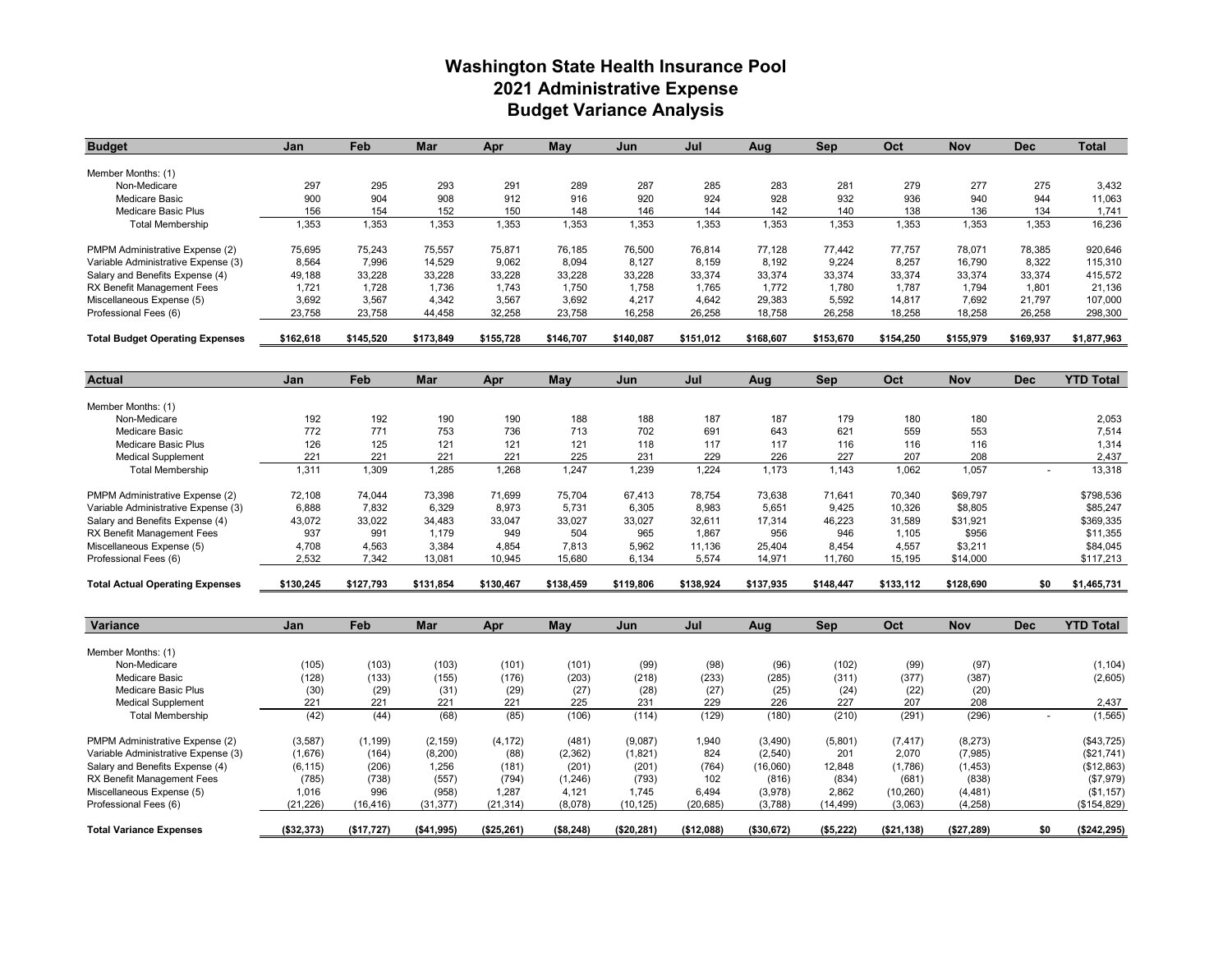# Washington State Health Insurance Pool
## 2021 Administrative Expense
## Budget Variance Analysis

| Budget | Jan | Feb | Mar | Apr | May | Jun | Jul | Aug | Sep | Oct | Nov | Dec | Total |
|---|---|---|---|---|---|---|---|---|---|---|---|---|---|
| Member Months: (1) | | | | | | | | | | | | | |
| Non-Medicare | 297 | 295 | 293 | 291 | 289 | 287 | 285 | 283 | 281 | 279 | 277 | 275 | 3,432 |
| Medicare Basic | 900 | 904 | 908 | 912 | 916 | 920 | 924 | 928 | 932 | 936 | 940 | 944 | 11,063 |
| Medicare Basic Plus | 156 | 154 | 152 | 150 | 148 | 146 | 144 | 142 | 140 | 138 | 136 | 134 | 1,741 |
| Total Membership | 1,353 | 1,353 | 1,353 | 1,353 | 1,353 | 1,353 | 1,353 | 1,353 | 1,353 | 1,353 | 1,353 | 1,353 | 16,236 |
| PMPM Administrative Expense (2) | 75,695 | 75,243 | 75,557 | 75,871 | 76,185 | 76,500 | 76,814 | 77,128 | 77,442 | 77,757 | 78,071 | 78,385 | 920,646 |
| Variable Administrative Expense (3) | 8,564 | 7,996 | 14,529 | 9,062 | 8,094 | 8,127 | 8,159 | 8,192 | 9,224 | 8,257 | 16,790 | 8,322 | 115,310 |
| Salary and Benefits Expense (4) | 49,188 | 33,228 | 33,228 | 33,228 | 33,228 | 33,228 | 33,374 | 33,374 | 33,374 | 33,374 | 33,374 | 33,374 | 415,572 |
| RX Benefit Management Fees | 1,721 | 1,728 | 1,736 | 1,743 | 1,750 | 1,758 | 1,765 | 1,772 | 1,780 | 1,787 | 1,794 | 1,801 | 21,136 |
| Miscellaneous Expense (5) | 3,692 | 3,567 | 4,342 | 3,567 | 3,692 | 4,217 | 4,642 | 29,383 | 5,592 | 14,817 | 7,692 | 21,797 | 107,000 |
| Professional Fees (6) | 23,758 | 23,758 | 44,458 | 32,258 | 23,758 | 16,258 | 26,258 | 18,758 | 26,258 | 18,258 | 18,258 | 26,258 | 298,300 |
| **Total Budget Operating Expenses** | **$162,618** | **$145,520** | **$173,849** | **$155,728** | **$146,707** | **$140,087** | **$151,012** | **$168,607** | **$153,670** | **$154,250** | **$155,979** | **$169,937** | **$1,877,963** |

| Actual | Jan | Feb | Mar | Apr | May | Jun | Jul | Aug | Sep | Oct | Nov | Dec | YTD Total |
|---|---|---|---|---|---|---|---|---|---|---|---|---|---|
| Member Months: (1) | | | | | | | | | | | | | |
| Non-Medicare | 192 | 192 | 190 | 190 | 188 | 188 | 187 | 187 | 179 | 180 | 180 | | 2,053 |
| Medicare Basic | 772 | 771 | 753 | 736 | 713 | 702 | 691 | 643 | 621 | 559 | 553 | | 7,514 |
| Medicare Basic Plus | 126 | 125 | 121 | 121 | 121 | 118 | 117 | 117 | 116 | 116 | 116 | | 1,314 |
| Medical Supplement | 221 | 221 | 221 | 221 | 225 | 231 | 229 | 226 | 227 | 207 | 208 | | 2,437 |
| Total Membership | 1,311 | 1,309 | 1,285 | 1,268 | 1,247 | 1,239 | 1,224 | 1,173 | 1,143 | 1,062 | 1,057 | - | 13,318 |
| PMPM Administrative Expense (2) | 72,108 | 74,044 | 73,398 | 71,699 | 75,704 | 67,413 | 78,754 | 73,638 | 71,641 | 70,340 | $69,797 | | $798,536 |
| Variable Administrative Expense (3) | 6,888 | 7,832 | 6,329 | 8,973 | 5,731 | 6,305 | 8,983 | 5,651 | 9,425 | 10,326 | $8,805 | | $85,247 |
| Salary and Benefits Expense (4) | 43,072 | 33,022 | 34,483 | 33,047 | 33,027 | 33,027 | 32,611 | 17,314 | 46,223 | 31,589 | $31,921 | | $369,335 |
| RX Benefit Management Fees | 937 | 991 | 1,179 | 949 | 504 | 965 | 1,867 | 956 | 946 | 1,105 | $956 | | $11,355 |
| Miscellaneous Expense (5) | 4,708 | 4,563 | 3,384 | 4,854 | 7,813 | 5,962 | 11,136 | 25,404 | 8,454 | 4,557 | $3,211 | | $84,045 |
| Professional Fees (6) | 2,532 | 7,342 | 13,081 | 10,945 | 15,680 | 6,134 | 5,574 | 14,971 | 11,760 | 15,195 | $14,000 | | $117,213 |
| **Total Actual Operating Expenses** | **$130,245** | **$127,793** | **$131,854** | **$130,467** | **$138,459** | **$119,806** | **$138,924** | **$137,935** | **$148,447** | **$133,112** | **$128,690** | **$0** | **$1,465,731** |

| Variance | Jan | Feb | Mar | Apr | May | Jun | Jul | Aug | Sep | Oct | Nov | Dec | YTD Total |
|---|---|---|---|---|---|---|---|---|---|---|---|---|---|
| Member Months: (1) | | | | | | | | | | | | | |
| Non-Medicare | (105) | (103) | (103) | (101) | (101) | (99) | (98) | (96) | (102) | (99) | (97) | | (1,104) |
| Medicare Basic | (128) | (133) | (155) | (176) | (203) | (218) | (233) | (285) | (311) | (377) | (387) | | (2,605) |
| Medicare Basic Plus | (30) | (29) | (31) | (29) | (27) | (28) | (27) | (25) | (24) | (22) | (20) | | |
| Medical Supplement | 221 | 221 | 221 | 221 | 225 | 231 | 229 | 226 | 227 | 207 | 208 | | 2,437 |
| Total Membership | (42) | (44) | (68) | (85) | (106) | (114) | (129) | (180) | (210) | (291) | (296) | - | (1,565) |
| PMPM Administrative Expense (2) | (3,587) | (1,199) | (2,159) | (4,172) | (481) | (9,087) | 1,940 | (3,490) | (5,801) | (7,417) | (8,273) | | ($43,725) |
| Variable Administrative Expense (3) | (1,676) | (164) | (8,200) | (88) | (2,362) | (1,821) | 824 | (2,540) | 201 | 2,070 | (7,985) | | ($21,741) |
| Salary and Benefits Expense (4) | (6,115) | (206) | 1,256 | (181) | (201) | (201) | (764) | (16,060) | 12,848 | (1,786) | (1,453) | | ($12,863) |
| RX Benefit Management Fees | (785) | (738) | (557) | (794) | (1,246) | (793) | 102 | (816) | (834) | (681) | (838) | | ($7,979) |
| Miscellaneous Expense (5) | 1,016 | 996 | (958) | 1,287 | 4,121 | 1,745 | 6,494 | (3,978) | 2,862 | (10,260) | (4,481) | | ($1,157) |
| Professional Fees (6) | (21,226) | (16,416) | (31,377) | (21,314) | (8,078) | (10,125) | (20,685) | (3,788) | (14,499) | (3,063) | (4,258) | | ($154,829) |
| **Total Variance Expenses** | **($32,373)** | **($17,727)** | **($41,995)** | **($25,261)** | **($8,248)** | **($20,281)** | **($12,088)** | **($30,672)** | **($5,222)** | **($21,138)** | **($27,289)** | **$0** | **($242,295)** |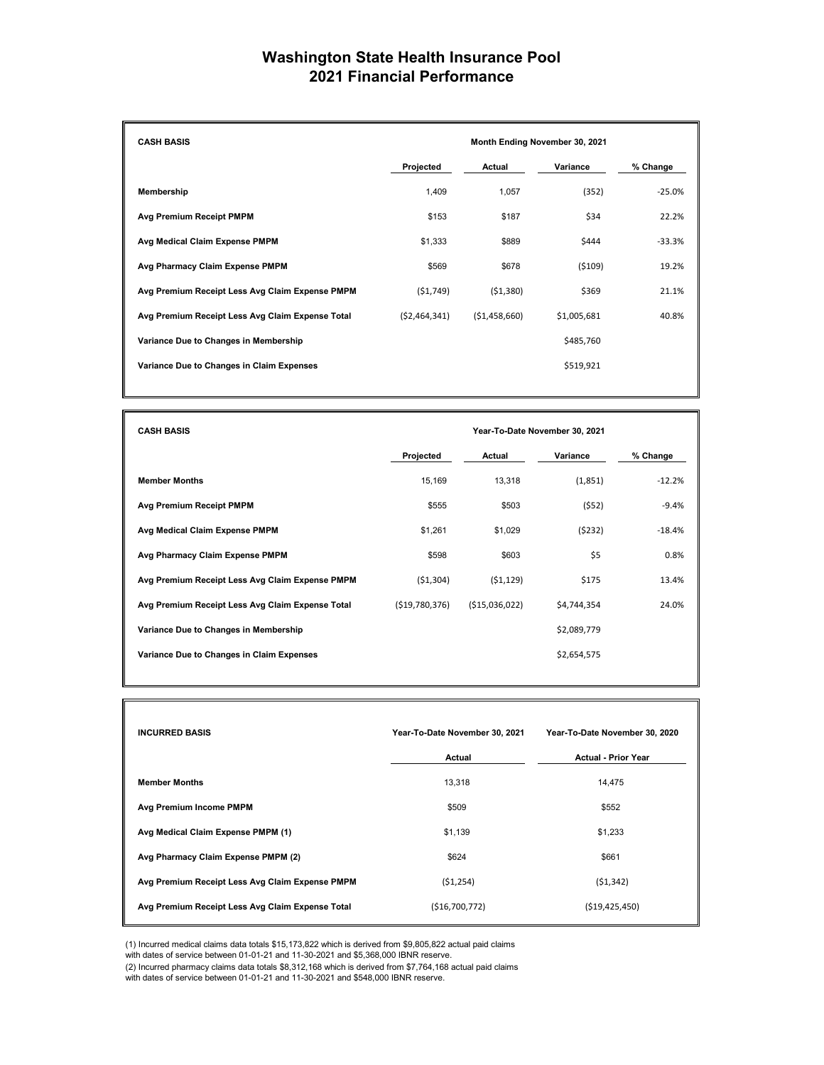# Washington State Health Insurance Pool
## 2021 Financial Performance

| CASH BASIS | Month Ending November 30, 2021 | | | |
|---|---|---|---|---|
| | Projected | Actual | Variance | % Change |
| **Membership** | 1,409 | 1,057 | (352) | -25.0% |
| **Avg Premium Receipt PMPM** | $153 | $187 | $34 | 22.2% |
| **Avg Medical Claim Expense PMPM** | $1,333 | $889 | $444 | -33.3% |
| **Avg Pharmacy Claim Expense PMPM** | $569 | $678 | ($109) | 19.2% |
| **Avg Premium Receipt Less Avg Claim Expense PMPM** | ($1,749) | ($1,380) | $369 | 21.1% |
| **Avg Premium Receipt Less Avg Claim Expense Total** | ($2,464,341) | ($1,458,660) | $1,005,681 | 40.8% |
| **Variance Due to Changes in Membership** | | | $485,760 | |
| **Variance Due to Changes in Claim Expenses** | | | $519,921 | |

| CASH BASIS | Year-To-Date November 30, 2021 | | | |
|---|---|---|---|---|
| | Projected | Actual | Variance | % Change |
| **Member Months** | 15,169 | 13,318 | (1,851) | -12.2% |
| **Avg Premium Receipt PMPM** | $555 | $503 | ($52) | -9.4% |
| **Avg Medical Claim Expense PMPM** | $1,261 | $1,029 | ($232) | -18.4% |
| **Avg Pharmacy Claim Expense PMPM** | $598 | $603 | $5 | 0.8% |
| **Avg Premium Receipt Less Avg Claim Expense PMPM** | ($1,304) | ($1,129) | $175 | 13.4% |
| **Avg Premium Receipt Less Avg Claim Expense Total** | ($19,780,376) | ($15,036,022) | $4,744,354 | 24.0% |
| **Variance Due to Changes in Membership** | | | $2,089,779 | |
| **Variance Due to Changes in Claim Expenses** | | | $2,654,575 | |

| INCURRED BASIS | Year-To-Date November 30, 2021 | Year-To-Date November 30, 2020 |
|---|---|---|
| | Actual | Actual - Prior Year |
| **Member Months** | 13,318 | 14,475 |
| **Avg Premium Income PMPM** | $509 | $552 |
| **Avg Medical Claim Expense PMPM (1)** | $1,139 | $1,233 |
| **Avg Pharmacy Claim Expense PMPM (2)** | $624 | $661 |
| **Avg Premium Receipt Less Avg Claim Expense PMPM** | ($1,254) | ($1,342) |
| **Avg Premium Receipt Less Avg Claim Expense Total** | ($16,700,772) | ($19,425,450) |

(1) Incurred medical claims data totals $15,173,822 which is derived from $9,805,822 actual paid claims with dates of service between 01-01-21 and 11-30-2021 and $5,368,000 IBNR reserve.

(2) Incurred pharmacy claims data totals $8,312,168 which is derived from $7,764,168 actual paid claims with dates of service between 01-01-21 and 11-30-2021 and $548,000 IBNR reserve.